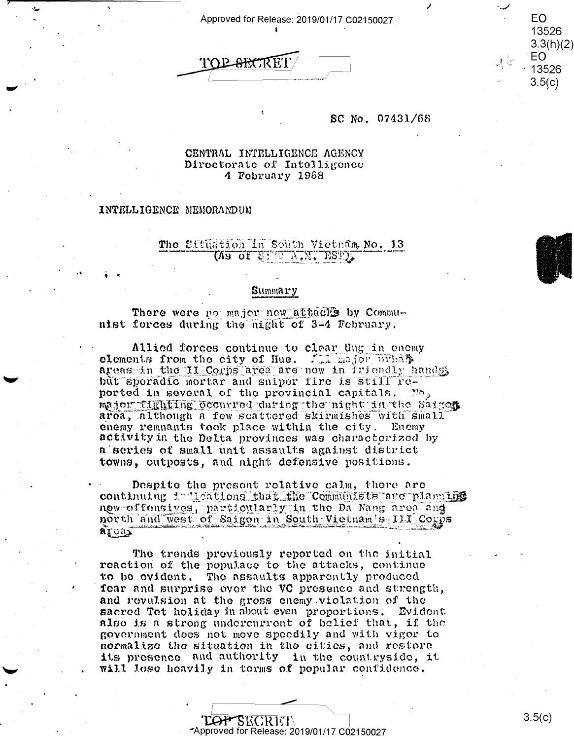TOP SECRET

SC No. 07431/68

CENTRAL INTELLIGENCE AGENCY
Directorate of Intelligence
4 February 1968

INTELLIGENCE MEMORANDUM

The Situation in South Vietnam No. 13
(As of 8:00 A.M. EST)

## Summary

There were no major new attacks by Communist forces during the night of 3-4 February.

Allied forces continue to clear dug in enemy elements from the city of Hue. All major urban areas in the II Corps area are now in friendly hands but sporadic mortar and sniper fire is still reported in several of the provincial capitals. No major fighting occurred during the night in the Saigon area, although a few scattered skirmishes with small enemy remnants took place within the city. Enemy activity in the Delta provinces was characterized by a series of small unit assaults against district towns, outposts, and night defensive positions.

Despite the present relative calm, there are continuing indications that the Communists are planning new offensives, particularly in the Da Nang area and north and west of Saigon in South Vietnam's III Corps area.

The trends previously reported on the initial reaction of the populace to the attacks, continue to be evident. The assaults apparently produced fear and surprise over the VC presence and strength, and revulsion at the gross enemy violation of the sacred Tet holiday in about even proportions. Evident also is a strong undercurrent of belief that, if the government does not move speedily and with vigor to normalize the situation in the cities, and restore its presence and authority in the countryside, it will lose heavily in terms of popular confidence.

TOP SECRET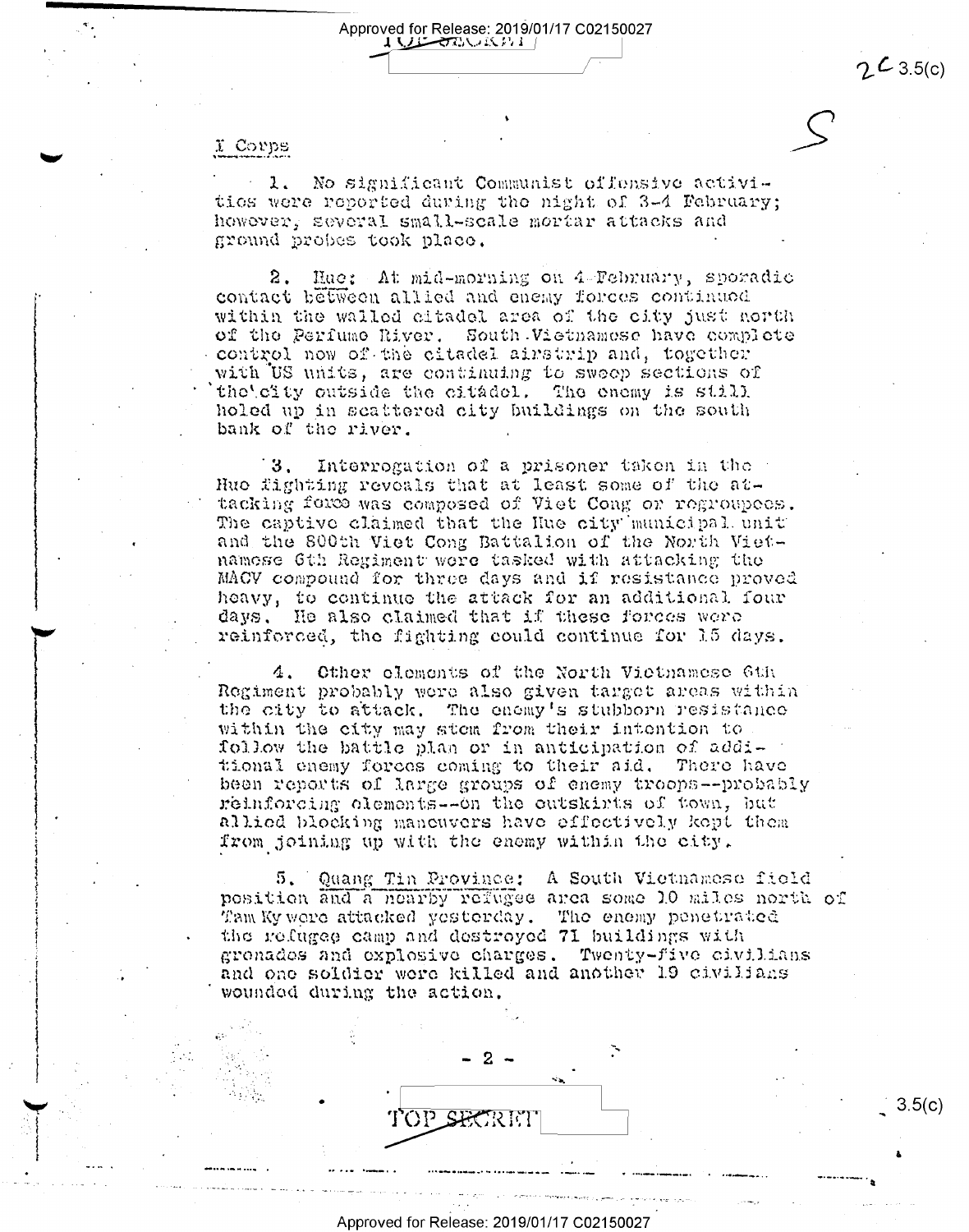## I Corps

1. No significant Communist offensive activities were reported during the night of 3-4 February; however, several small-scale mortar attacks and ground probes took place.

2. Hue: At mid-morning on 4 February, sporadic contact between allied and enemy forces continued within the walled citadel area of the city just north of the Perfume River. South Vietnamese have complete control now of the citadel airstrip and, together with US units, are continuing to sweep sections of the city outside the citadel. The enemy is still holed up in scattered city buildings on the south bank of the river.

3. Interrogation of a prisoner taken in the Hue fighting reveals that at least some of the attacking force was composed of Viet Cong or regroupees. The captive claimed that the Hue city municipal unit and the 800th Viet Cong Battalion of the North Vietnamese 6th Regiment were tasked with attacking the MACV compound for three days and if resistance proved heavy, to continue the attack for an additional four days. He also claimed that if these forces were reinforced, the fighting could continue for 15 days.

4. Other elements of the North Vietnamese 6th Regiment probably were also given target areas within the city to attack. The enemy's stubborn resistance within the city may stem from their intention to follow the battle plan or in anticipation of additional enemy forces coming to their aid. There have been reports of large groups of enemy troops--probably reinforcing elements--on the outskirts of town, but allied blocking maneuvers have effectively kept them from joining up with the enemy within the city.

5. Quang Tin Province: A South Vietnamese field position and a nearby refugee area some 10 miles north of Tam Ky were attacked yesterday. The enemy penetrated the refugee camp and destroyed 71 buildings with grenades and explosive charges. Twenty-five civilians and one soldier were killed and another 19 civilians wounded during the action.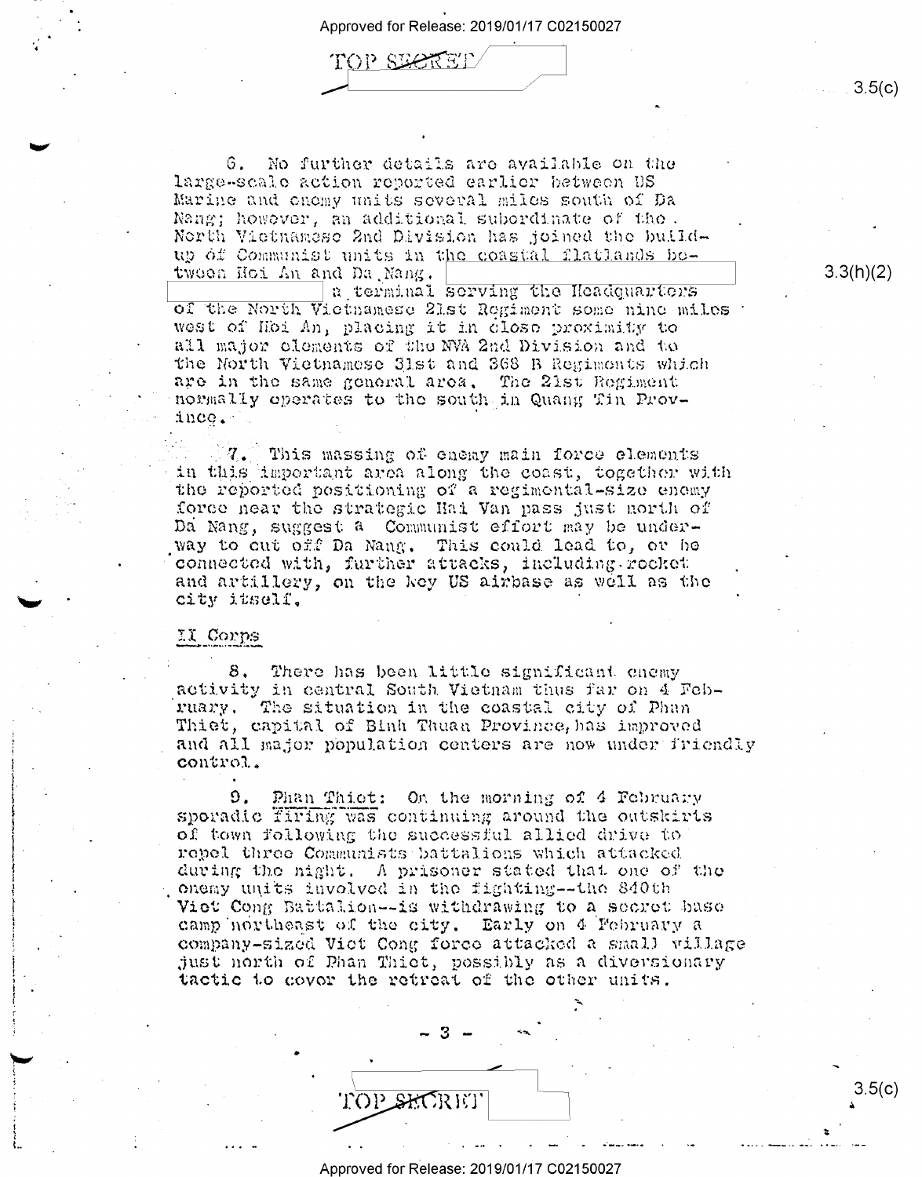6. No further details are available on the large-scale action reported earlier between US Marine and enemy units several miles south of Da Nang; however, an additional subordinate of the North Vietnamese 2nd Division has joined the build-up of Communist units in the coastal flatlands between Hoi An and Da Nang. [redacted] a terminal serving the Headquarters of the North Vietnamese 21st Regiment some nine miles west of Hoi An, placing it in close proximity to all major elements of the NVA 2nd Division and to the North Vietnamese 31st and 368 B Regiments which are in the same general area. The 21st Regiment normally operates to the south in Quang Tin Province.

7. This massing of enemy main force elements in this important area along the coast, together with the reported positioning of a regimental-size enemy force near the strategic Hai Van pass just north of Da Nang, suggest a Communist effort may be underway to cut off Da Nang. This could lead to, or be connected with, further attacks, including rocket and artillery, on the key US airbase as well as the city itself.

## II Corps

8. There has been little significant enemy activity in central South Vietnam thus far on 4 February. The situation in the coastal city of Phan Thiet, capital of Binh Thuan Province, has improved and all major population centers are now under friendly control.

9. Phan Thiet: On the morning of 4 February sporadic firing was continuing around the outskirts of town following the successful allied drive to repel three Communists battalions which attacked during the night. A prisoner stated that one of the enemy units involved in the fighting--the 840th Viet Cong Battalion--is withdrawing to a secret base camp northeast of the city. Early on 4 February a company-sized Viet Cong force attacked a small village just north of Phan Thiet, possibly as a diversionary tactic to cover the retreat of the other units.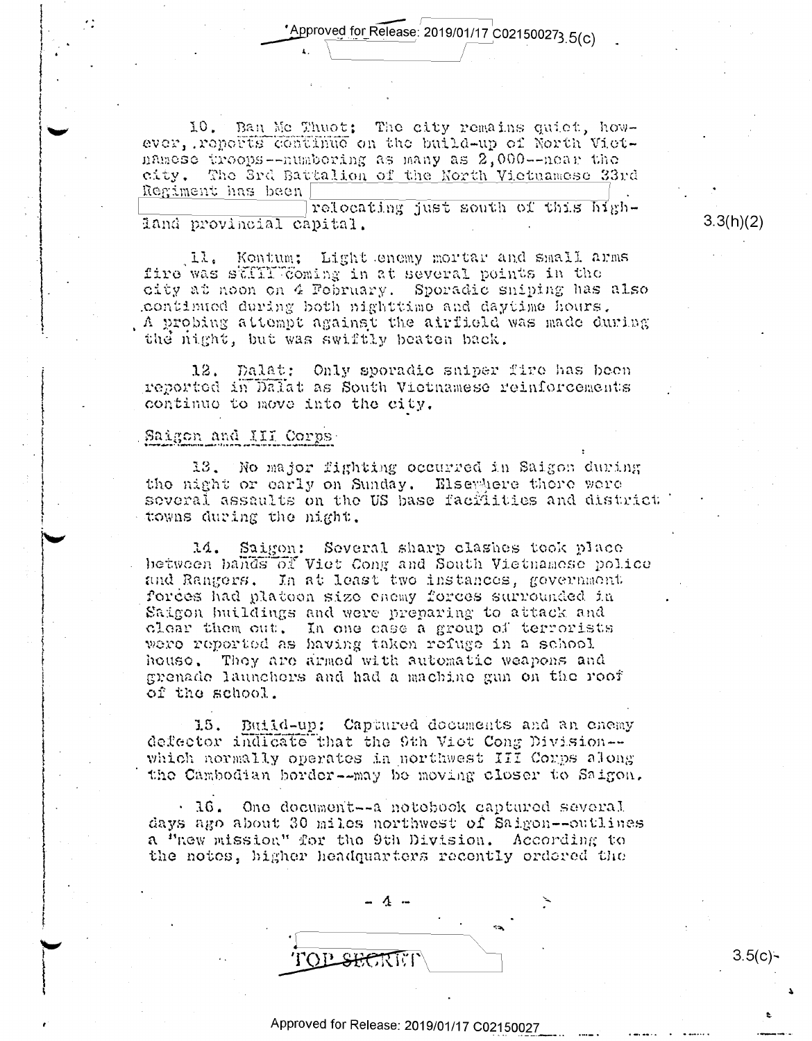10. Ban Me Thuot: The city remains quiet, however, reports continue on the build-up of North Vietnamese troops--numbering as many as 2,000--near the city. The 3rd Battalion of the North Vietnamese 33rd Regiment has been [redacted] relocating just south of this highland provincial capital.

3.3(h)(2)

11. Kontum: Light enemy mortar and small arms fire was still coming in at several points in the city at noon on 4 February. Sporadic sniping has also continued during both nighttime and daytime hours. A probing attempt against the airfield was made during the night, but was swiftly beaten back.

12. Dalat: Only sporadic sniper fire has been reported in Dalat as South Vietnamese reinforcements continue to move into the city.

Saigon and III Corps

13. No major fighting occurred in Saigon during the night or early on Sunday. Elsewhere there were several assaults on the US base facilities and district towns during the night.

14. Saigon: Several sharp clashes took place between bands of Viet Cong and South Vietnamese police and Rangers. In at least two instances, government forces had platoon size enemy forces surrounded in Saigon buildings and were preparing to attack and clear them out. In one case a group of terrorists were reported as having taken refuge in a school house. They are armed with automatic weapons and grenade launchers and had a machine gun on the roof of the school.

15. Build-up: Captured documents and an enemy defector indicate that the 9th Viet Cong Division--which normally operates in northwest III Corps along the Cambodian border--may be moving closer to Saigon.

16. One document--a notebook captured several days ago about 30 miles northwest of Saigon--outlines a "new mission" for the 9th Division. According to the notes, higher headquarters recently ordered the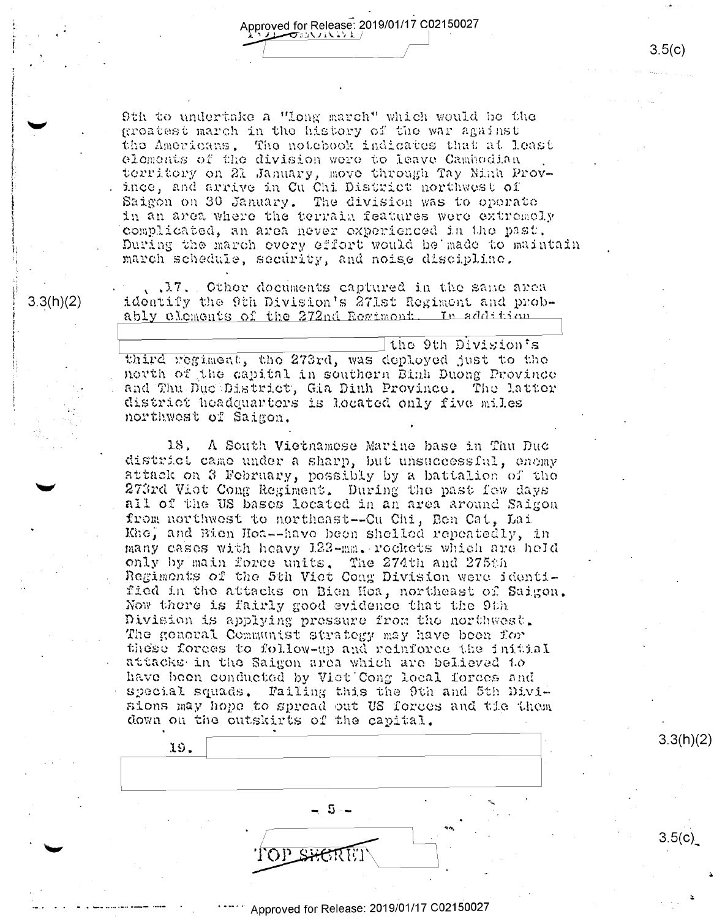9th to undertake a "long march" which would be the greatest march in the history of the war against the Americans. The notebook indicates that at least elements of the division were to leave Cambodian territory on 21 January, move through Tay Ninh Province, and arrive in Cu Chi District northwest of Saigon on 30 January. The division was to operate in an area where the terrain features were extremely complicated, an area never experienced in the past. During the march every effort would be made to maintain march schedule, security, and noise discipline.

17. Other documents captured in the same area identify the 9th Division's 271st Regiment and probably elements of the 272nd Regiment. In addition [redacted] the 9th Division's third regiment, the 273rd, was deployed just to the north of the capital in southern Binh Duong Province and Thu Duc District, Gia Dinh Province. The latter district headquarters is located only five miles northwest of Saigon.

18. A South Vietnamese Marine base in Thu Duc district came under a sharp, but unsuccessful, enemy attack on 3 February, possibly by a battalion of the 273rd Viet Cong Regiment. During the past few days all of the US bases located in an area around Saigon from northwest to northeast--Cu Chi, Ben Cat, Lai Khe, and Bien Hoa--have been shelled repeatedly, in many cases with heavy 122-mm. rockets which are held only by main force units. The 274th and 275th Regiments of the 5th Viet Cong Division were identified in the attacks on Bien Hoa, northeast of Saigon. Now there is fairly good evidence that the 9th Division is applying pressure from the northwest. The general Communist strategy may have been for these forces to follow-up and reinforce the initial attacks in the Saigon area which are believed to have been conducted by Viet Cong local forces and special squads. Failing this the 9th and 5th Divisions may hope to spread out US forces and tie them down on the outskirts of the capital.

19. [redacted]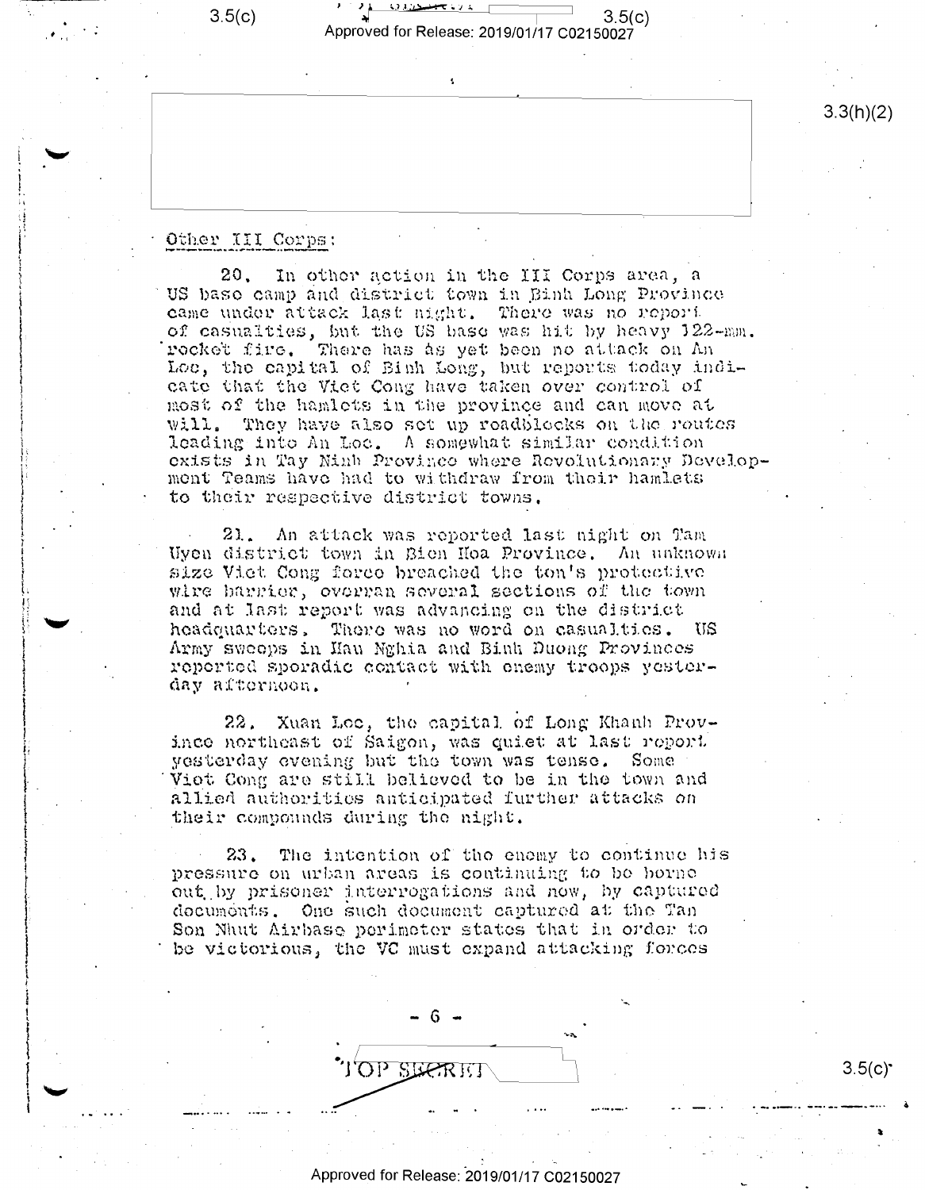Other III Corps:

20. In other action in the III Corps area, a US base camp and district town in Binh Long Province came under attack last night. There was no report of casualties, but the US base was hit by heavy 122-mm. rocket fire. There has as yet been no attack on An Loc, the capital of Binh Long, but reports today indicate that the Viet Cong have taken over control of most of the hamlets in the province and can move at will. They have also set up roadblocks on the routes leading into An Loc. A somewhat similar condition exists in Tay Ninh Province where Revolutionary Development Teams have had to withdraw from their hamlets to their respective district towns.

21. An attack was reported last night on Tam Uyen district town in Bien Hoa Province. An unknown size Viet Cong force breached the ton's protective wire barrier, overran several sections of the town and at last report was advancing on the district headquarters. There was no word on casualties. US Army sweeps in Hau Nghia and Binh Duong Provinces reported sporadic contact with enemy troops yesterday afternoon.

22. Xuan Loc, the capital of Long Khanh Province northeast of Saigon, was quiet at last report yesterday evening but the town was tense. Some Viet Cong are still believed to be in the town and allied authorities anticipated further attacks on their compounds during the night.

23. The intention of the enemy to continue his pressure on urban areas is continuing to be borne out by prisoner interrogations and now, by captured documents. One such document captured at the Tan Son Nhut Airbase perimeter states that in order to be victorious, the VC must expand attacking forces

TOP SECRET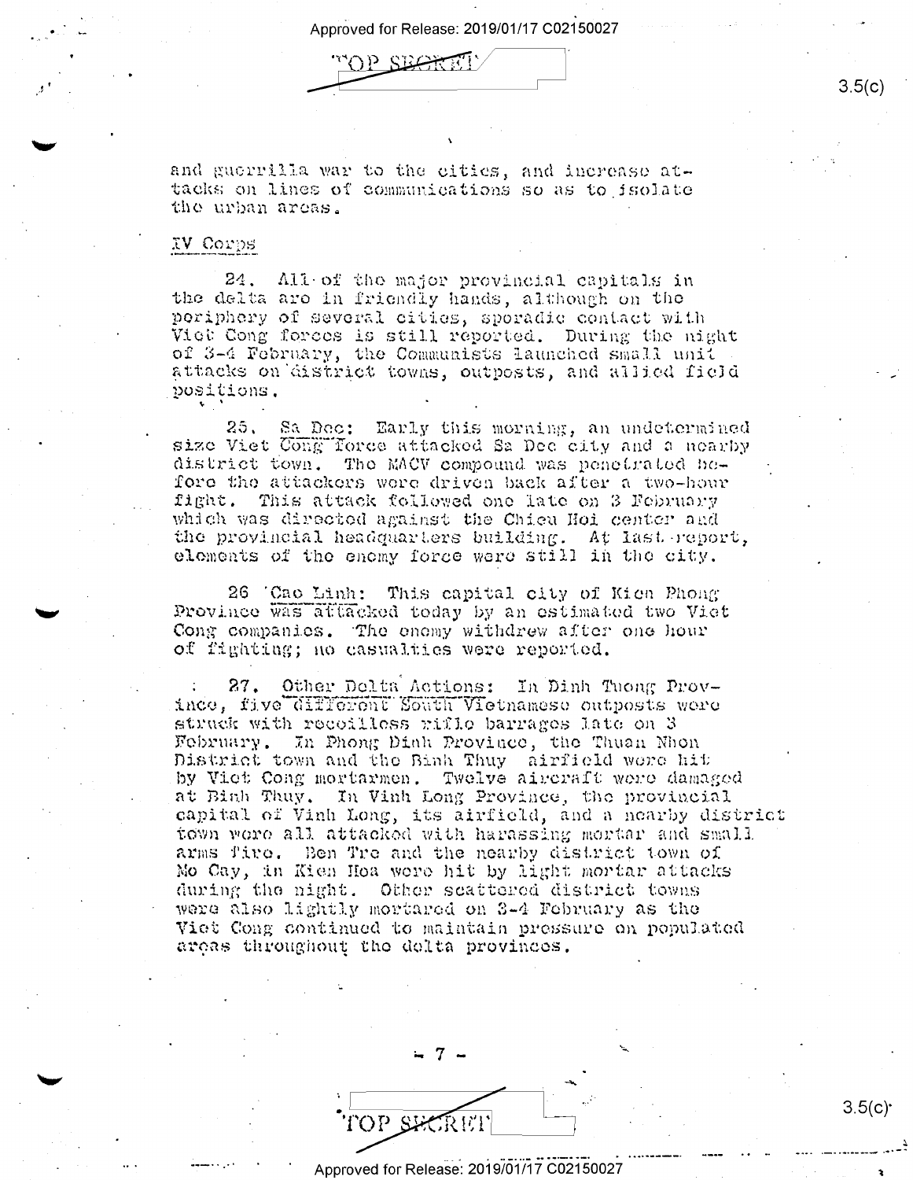and guerrilla war to the cities, and increase attacks on lines of communications so as to isolate the urban areas.

IV Corps

24. All of the major provincial capitals in the delta are in friendly hands, although on the periphery of several cities, sporadic contact with Viet Cong forces is still reported. During the night of 3-4 February, the Communists launched small unit attacks on district towns, outposts, and allied field positions.

25. Sa Dec: Early this morning, an undetermined size Viet Cong force attacked Sa Dec city and a nearby district town. The MACV compound was penetrated before the attackers were driven back after a two-hour fight. This attack followed one late on 3 February which was directed against the Chieu Hoi center and the provincial headquarters building. At last report, elements of the enemy force were still in the city.

26 Cao Linh: This capital city of Kien Phong Province was attacked today by an estimated two Viet Cong companies. The enemy withdrew after one hour of fighting; no casualties were reported.

27. Other Delta Actions: In Dinh Tuong Province, five different South Vietnamese outposts were struck with recoilless rifle barrages late on 3 February. In Phong Dinh Province, the Thuan Nhon District town and the Binh Thuy airfield were hit by Viet Cong mortarmen. Twelve aircraft were damaged at Binh Thuy. In Vinh Long Province, the provincial capital of Vinh Long, its airfield, and a nearby district town were all attacked with harassing mortar and small arms fire. Ben Tre and the nearby district town of Mo Cay, in Kien Hoa were hit by light mortar attacks during the night. Other scattered district towns were also lightly mortared on 3-4 February as the Viet Cong continued to maintain pressure on populated areas throughout the delta provinces.